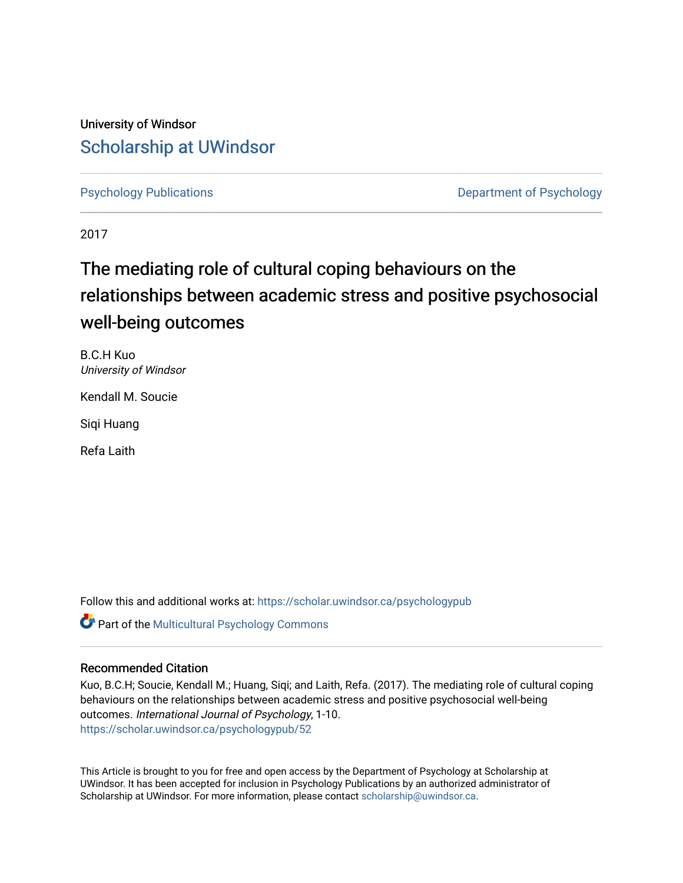University of Windsor

# Scholarship at UWindsor

Psychology Publications | Department of Psychology

2017

# The mediating role of cultural coping behaviours on the relationships between academic stress and positive psychosocial well-being outcomes

B.C.H Kuo
*University of Windsor*

Kendall M. Soucie

Siqi Huang

Refa Laith

Follow this and additional works at: https://scholar.uwindsor.ca/psychologypub

Part of the Multicultural Psychology Commons

## Recommended Citation

Kuo, B.C.H; Soucie, Kendall M.; Huang, Siqi; and Laith, Refa. (2017). The mediating role of cultural coping behaviours on the relationships between academic stress and positive psychosocial well-being outcomes. *International Journal of Psychology*, 1-10.
https://scholar.uwindsor.ca/psychologypub/52

This Article is brought to you for free and open access by the Department of Psychology at Scholarship at UWindsor. It has been accepted for inclusion in Psychology Publications by an authorized administrator of Scholarship at UWindsor. For more information, please contact scholarship@uwindsor.ca.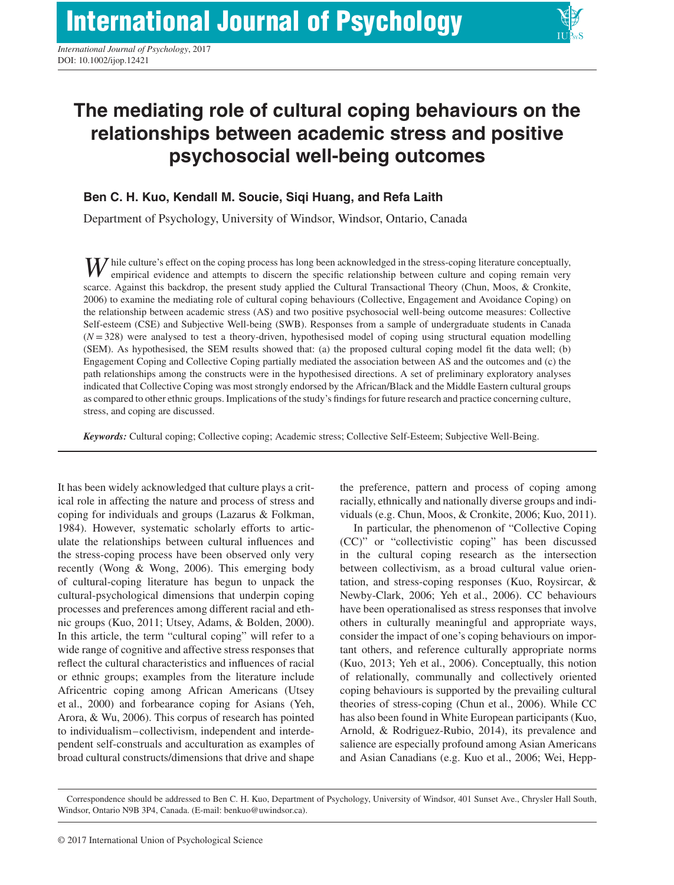# The mediating role of cultural coping behaviours on the relationships between academic stress and positive psychosocial well-being outcomes

**Ben C. H. Kuo, Kendall M. Soucie, Siqi Huang, and Refa Laith**

Department of Psychology, University of Windsor, Windsor, Ontario, Canada

While culture's effect on the coping process has long been acknowledged in the stress-coping literature conceptually, empirical evidence and attempts to discern the specific relationship between culture and coping remain very scarce. Against this backdrop, the present study applied the Cultural Transactional Theory (Chun, Moos, & Cronkite, 2006) to examine the mediating role of cultural coping behaviours (Collective, Engagement and Avoidance Coping) on the relationship between academic stress (AS) and two positive psychosocial well-being outcome measures: Collective Self-esteem (CSE) and Subjective Well-being (SWB). Responses from a sample of undergraduate students in Canada ($N = 328$) were analysed to test a theory-driven, hypothesised model of coping using structural equation modelling (SEM). As hypothesised, the SEM results showed that: (a) the proposed cultural coping model fit the data well; (b) Engagement Coping and Collective Coping partially mediated the association between AS and the outcomes and (c) the path relationships among the constructs were in the hypothesised directions. A set of preliminary exploratory analyses indicated that Collective Coping was most strongly endorsed by the African/Black and the Middle Eastern cultural groups as compared to other ethnic groups. Implications of the study's findings for future research and practice concerning culture, stress, and coping are discussed.

***Keywords:*** Cultural coping; Collective coping; Academic stress; Collective Self-Esteem; Subjective Well-Being.

It has been widely acknowledged that culture plays a critical role in affecting the nature and process of stress and coping for individuals and groups (Lazarus & Folkman, 1984). However, systematic scholarly efforts to articulate the relationships between cultural influences and the stress-coping process have been observed only very recently (Wong & Wong, 2006). This emerging body of cultural-coping literature has begun to unpack the cultural-psychological dimensions that underpin coping processes and preferences among different racial and ethnic groups (Kuo, 2011; Utsey, Adams, & Bolden, 2000). In this article, the term "cultural coping" will refer to a wide range of cognitive and affective stress responses that reflect the cultural characteristics and influences of racial or ethnic groups; examples from the literature include Africentric coping among African Americans (Utsey et al., 2000) and forbearance coping for Asians (Yeh, Arora, & Wu, 2006). This corpus of research has pointed to individualism–collectivism, independent and interdependent self-construals and acculturation as examples of broad cultural constructs/dimensions that drive and shape the preference, pattern and process of coping among racially, ethnically and nationally diverse groups and individuals (e.g. Chun, Moos, & Cronkite, 2006; Kuo, 2011).

In particular, the phenomenon of "Collective Coping (CC)" or "collectivistic coping" has been discussed in the cultural coping research as the intersection between collectivism, as a broad cultural value orientation, and stress-coping responses (Kuo, Roysircar, & Newby-Clark, 2006; Yeh et al., 2006). CC behaviours have been operationalised as stress responses that involve others in culturally meaningful and appropriate ways, consider the impact of one's coping behaviours on important others, and reference culturally appropriate norms (Kuo, 2013; Yeh et al., 2006). Conceptually, this notion of relationally, communally and collectively oriented coping behaviours is supported by the prevailing cultural theories of stress-coping (Chun et al., 2006). While CC has also been found in White European participants (Kuo, Arnold, & Rodriguez-Rubio, 2014), its prevalence and salience are especially profound among Asian Americans and Asian Canadians (e.g. Kuo et al., 2006; Wei, Hepp-

Correspondence should be addressed to Ben C. H. Kuo, Department of Psychology, University of Windsor, 401 Sunset Ave., Chrysler Hall South, Windsor, Ontario N9B 3P4, Canada. (E-mail: benkuo@uwindsor.ca).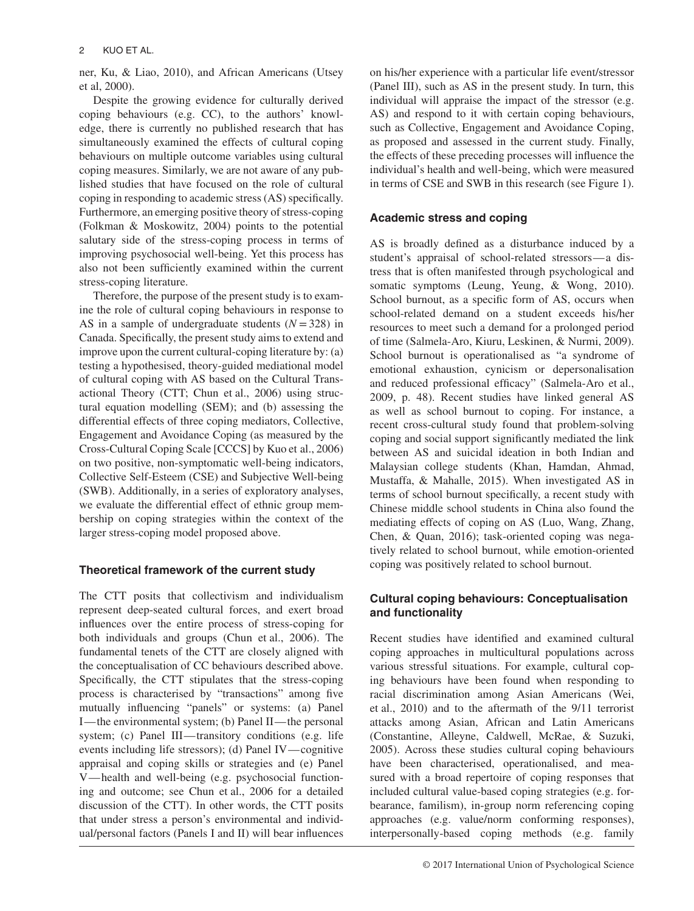ner, Ku, & Liao, 2010), and African Americans (Utsey et al, 2000).

Despite the growing evidence for culturally derived coping behaviours (e.g. CC), to the authors' knowledge, there is currently no published research that has simultaneously examined the effects of cultural coping behaviours on multiple outcome variables using cultural coping measures. Similarly, we are not aware of any published studies that have focused on the role of cultural coping in responding to academic stress (AS) specifically. Furthermore, an emerging positive theory of stress-coping (Folkman & Moskowitz, 2004) points to the potential salutary side of the stress-coping process in terms of improving psychosocial well-being. Yet this process has also not been sufficiently examined within the current stress-coping literature.

Therefore, the purpose of the present study is to examine the role of cultural coping behaviours in response to AS in a sample of undergraduate students ($N = 328$) in Canada. Specifically, the present study aims to extend and improve upon the current cultural-coping literature by: (a) testing a hypothesised, theory-guided mediational model of cultural coping with AS based on the Cultural Transactional Theory (CTT; Chun et al., 2006) using structural equation modelling (SEM); and (b) assessing the differential effects of three coping mediators, Collective, Engagement and Avoidance Coping (as measured by the Cross-Cultural Coping Scale [CCCS] by Kuo et al., 2006) on two positive, non-symptomatic well-being indicators, Collective Self-Esteem (CSE) and Subjective Well-being (SWB). Additionally, in a series of exploratory analyses, we evaluate the differential effect of ethnic group membership on coping strategies within the context of the larger stress-coping model proposed above.

## Theoretical framework of the current study

The CTT posits that collectivism and individualism represent deep-seated cultural forces, and exert broad influences over the entire process of stress-coping for both individuals and groups (Chun et al., 2006). The fundamental tenets of the CTT are closely aligned with the conceptualisation of CC behaviours described above. Specifically, the CTT stipulates that the stress-coping process is characterised by "transactions" among five mutually influencing "panels" or systems: (a) Panel I—the environmental system; (b) Panel II—the personal system; (c) Panel III—transitory conditions (e.g. life events including life stressors); (d) Panel IV—cognitive appraisal and coping skills or strategies and (e) Panel V—health and well-being (e.g. psychosocial functioning and outcome; see Chun et al., 2006 for a detailed discussion of the CTT). In other words, the CTT posits that under stress a person's environmental and individual/personal factors (Panels I and II) will bear influences on his/her experience with a particular life event/stressor (Panel III), such as AS in the present study. In turn, this individual will appraise the impact of the stressor (e.g. AS) and respond to it with certain coping behaviours, such as Collective, Engagement and Avoidance Coping, as proposed and assessed in the current study. Finally, the effects of these preceding processes will influence the individual's health and well-being, which were measured in terms of CSE and SWB in this research (see Figure 1).

## Academic stress and coping

AS is broadly defined as a disturbance induced by a student's appraisal of school-related stressors—a distress that is often manifested through psychological and somatic symptoms (Leung, Yeung, & Wong, 2010). School burnout, as a specific form of AS, occurs when school-related demand on a student exceeds his/her resources to meet such a demand for a prolonged period of time (Salmela-Aro, Kiuru, Leskinen, & Nurmi, 2009). School burnout is operationalised as "a syndrome of emotional exhaustion, cynicism or depersonalisation and reduced professional efficacy" (Salmela-Aro et al., 2009, p. 48). Recent studies have linked general AS as well as school burnout to coping. For instance, a recent cross-cultural study found that problem-solving coping and social support significantly mediated the link between AS and suicidal ideation in both Indian and Malaysian college students (Khan, Hamdan, Ahmad, Mustaffa, & Mahalle, 2015). When investigated AS in terms of school burnout specifically, a recent study with Chinese middle school students in China also found the mediating effects of coping on AS (Luo, Wang, Zhang, Chen, & Quan, 2016); task-oriented coping was negatively related to school burnout, while emotion-oriented coping was positively related to school burnout.

## Cultural coping behaviours: Conceptualisation and functionality

Recent studies have identified and examined cultural coping approaches in multicultural populations across various stressful situations. For example, cultural coping behaviours have been found when responding to racial discrimination among Asian Americans (Wei, et al., 2010) and to the aftermath of the 9/11 terrorist attacks among Asian, African and Latin Americans (Constantine, Alleyne, Caldwell, McRae, & Suzuki, 2005). Across these studies cultural coping behaviours have been characterised, operationalised, and measured with a broad repertoire of coping responses that included cultural value-based coping strategies (e.g. forbearance, familism), in-group norm referencing coping approaches (e.g. value/norm conforming responses), interpersonally-based coping methods (e.g. family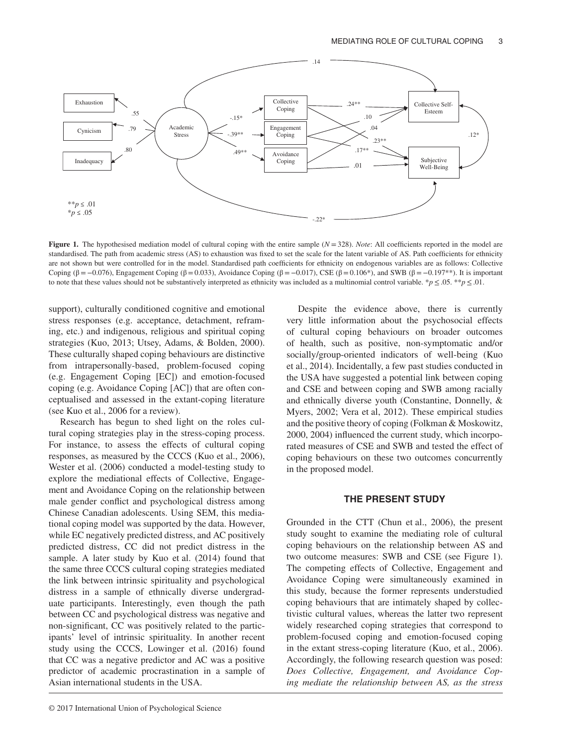**Figure 1.** The hypothesised mediation model of cultural coping with the entire sample ($N = 328$). *Note*: All coefficients reported in the model are standardised. The path from academic stress (AS) to exhaustion was fixed to set the scale for the latent variable of AS. Path coefficients for ethnicity are not shown but were controlled for in the model. Standardised path coefficients for ethnicity on endogenous variables are as follows: Collective Coping ($\beta = -0.076$), Engagement Coping ($\beta = 0.033$), Avoidance Coping ($\beta = -0.017$), CSE ($\beta = 0.106$*), and SWB ($\beta = -0.197$**). It is important to note that these values should not be substantively interpreted as ethnicity was included as a multinomial control variable. *$p \leq .05$. **$p \leq .01$.

support), culturally conditioned cognitive and emotional stress responses (e.g. acceptance, detachment, reframing, etc.) and indigenous, religious and spiritual coping strategies (Kuo, 2013; Utsey, Adams, & Bolden, 2000). These culturally shaped coping behaviours are distinctive from intrapersonally-based, problem-focused coping (e.g. Engagement Coping [EC]) and emotion-focused coping (e.g. Avoidance Coping [AC]) that are often conceptualised and assessed in the extant-coping literature (see Kuo et al., 2006 for a review).

Research has begun to shed light on the roles cultural coping strategies play in the stress-coping process. For instance, to assess the effects of cultural coping responses, as measured by the CCCS (Kuo et al., 2006), Wester et al. (2006) conducted a model-testing study to explore the mediational effects of Collective, Engagement and Avoidance Coping on the relationship between male gender conflict and psychological distress among Chinese Canadian adolescents. Using SEM, this mediational coping model was supported by the data. However, while EC negatively predicted distress, and AC positively predicted distress, CC did not predict distress in the sample. A later study by Kuo et al. (2014) found that the same three CCCS cultural coping strategies mediated the link between intrinsic spirituality and psychological distress in a sample of ethnically diverse undergraduate participants. Interestingly, even though the path between CC and psychological distress was negative and non-significant, CC was positively related to the participants' level of intrinsic spirituality. In another recent study using the CCCS, Lowinger et al. (2016) found that CC was a negative predictor and AC was a positive predictor of academic procrastination in a sample of Asian international students in the USA.

Despite the evidence above, there is currently very little information about the psychosocial effects of cultural coping behaviours on broader outcomes of health, such as positive, non-symptomatic and/or socially/group-oriented indicators of well-being (Kuo et al., 2014). Incidentally, a few past studies conducted in the USA have suggested a potential link between coping and CSE and between coping and SWB among racially and ethnically diverse youth (Constantine, Donnelly, & Myers, 2002; Vera et al, 2012). These empirical studies and the positive theory of coping (Folkman & Moskowitz, 2000, 2004) influenced the current study, which incorporated measures of CSE and SWB and tested the effect of coping behaviours on these two outcomes concurrently in the proposed model.

## THE PRESENT STUDY

Grounded in the CTT (Chun et al., 2006), the present study sought to examine the mediating role of cultural coping behaviours on the relationship between AS and two outcome measures: SWB and CSE (see Figure 1). The competing effects of Collective, Engagement and Avoidance Coping were simultaneously examined in this study, because the former represents understudied coping behaviours that are intimately shaped by collectivistic cultural values, whereas the latter two represent widely researched coping strategies that correspond to problem-focused coping and emotion-focused coping in the extant stress-coping literature (Kuo, et al., 2006). Accordingly, the following research question was posed: *Does Collective, Engagement, and Avoidance Coping mediate the relationship between AS, as the stress*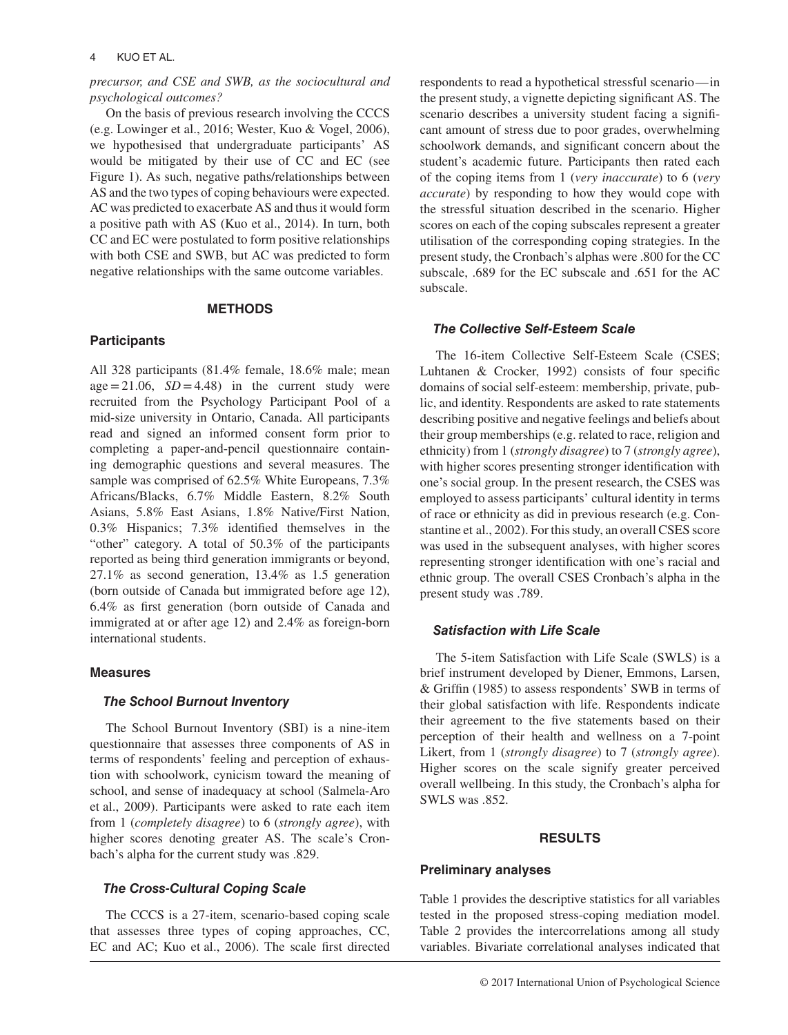*precursor, and CSE and SWB, as the sociocultural and psychological outcomes?*

On the basis of previous research involving the CCCS (e.g. Lowinger et al., 2016; Wester, Kuo & Vogel, 2006), we hypothesised that undergraduate participants' AS would be mitigated by their use of CC and EC (see Figure 1). As such, negative paths/relationships between AS and the two types of coping behaviours were expected. AC was predicted to exacerbate AS and thus it would form a positive path with AS (Kuo et al., 2014). In turn, both CC and EC were postulated to form positive relationships with both CSE and SWB, but AC was predicted to form negative relationships with the same outcome variables.

## METHODS

### Participants

All 328 participants (81.4% female, 18.6% male; mean age = 21.06, *SD* = 4.48) in the current study were recruited from the Psychology Participant Pool of a mid-size university in Ontario, Canada. All participants read and signed an informed consent form prior to completing a paper-and-pencil questionnaire containing demographic questions and several measures. The sample was comprised of 62.5% White Europeans, 7.3% Africans/Blacks, 6.7% Middle Eastern, 8.2% South Asians, 5.8% East Asians, 1.8% Native/First Nation, 0.3% Hispanics; 7.3% identified themselves in the "other" category. A total of 50.3% of the participants reported as being third generation immigrants or beyond, 27.1% as second generation, 13.4% as 1.5 generation (born outside of Canada but immigrated before age 12), 6.4% as first generation (born outside of Canada and immigrated at or after age 12) and 2.4% as foreign-born international students.

### Measures

#### *The School Burnout Inventory*

The School Burnout Inventory (SBI) is a nine-item questionnaire that assesses three components of AS in terms of respondents' feeling and perception of exhaustion with schoolwork, cynicism toward the meaning of school, and sense of inadequacy at school (Salmela-Aro et al., 2009). Participants were asked to rate each item from 1 (*completely disagree*) to 6 (*strongly agree*), with higher scores denoting greater AS. The scale's Cronbach's alpha for the current study was .829.

#### *The Cross-Cultural Coping Scale*

The CCCS is a 27-item, scenario-based coping scale that assesses three types of coping approaches, CC, EC and AC; Kuo et al., 2006). The scale first directed respondents to read a hypothetical stressful scenario—in the present study, a vignette depicting significant AS. The scenario describes a university student facing a significant amount of stress due to poor grades, overwhelming schoolwork demands, and significant concern about the student's academic future. Participants then rated each of the coping items from 1 (*very inaccurate*) to 6 (*very accurate*) by responding to how they would cope with the stressful situation described in the scenario. Higher scores on each of the coping subscales represent a greater utilisation of the corresponding coping strategies. In the present study, the Cronbach's alphas were .800 for the CC subscale, .689 for the EC subscale and .651 for the AC subscale.

#### *The Collective Self-Esteem Scale*

The 16-item Collective Self-Esteem Scale (CSES; Luhtanen & Crocker, 1992) consists of four specific domains of social self-esteem: membership, private, public, and identity. Respondents are asked to rate statements describing positive and negative feelings and beliefs about their group memberships (e.g. related to race, religion and ethnicity) from 1 (*strongly disagree*) to 7 (*strongly agree*), with higher scores presenting stronger identification with one's social group. In the present research, the CSES was employed to assess participants' cultural identity in terms of race or ethnicity as did in previous research (e.g. Constantine et al., 2002). For this study, an overall CSES score was used in the subsequent analyses, with higher scores representing stronger identification with one's racial and ethnic group. The overall CSES Cronbach's alpha in the present study was .789.

#### *Satisfaction with Life Scale*

The 5-item Satisfaction with Life Scale (SWLS) is a brief instrument developed by Diener, Emmons, Larsen, & Griffin (1985) to assess respondents' SWB in terms of their global satisfaction with life. Respondents indicate their agreement to the five statements based on their perception of their health and wellness on a 7-point Likert, from 1 (*strongly disagree*) to 7 (*strongly agree*). Higher scores on the scale signify greater perceived overall wellbeing. In this study, the Cronbach's alpha for SWLS was .852.

## RESULTS

### Preliminary analyses

Table 1 provides the descriptive statistics for all variables tested in the proposed stress-coping mediation model. Table 2 provides the intercorrelations among all study variables. Bivariate correlational analyses indicated that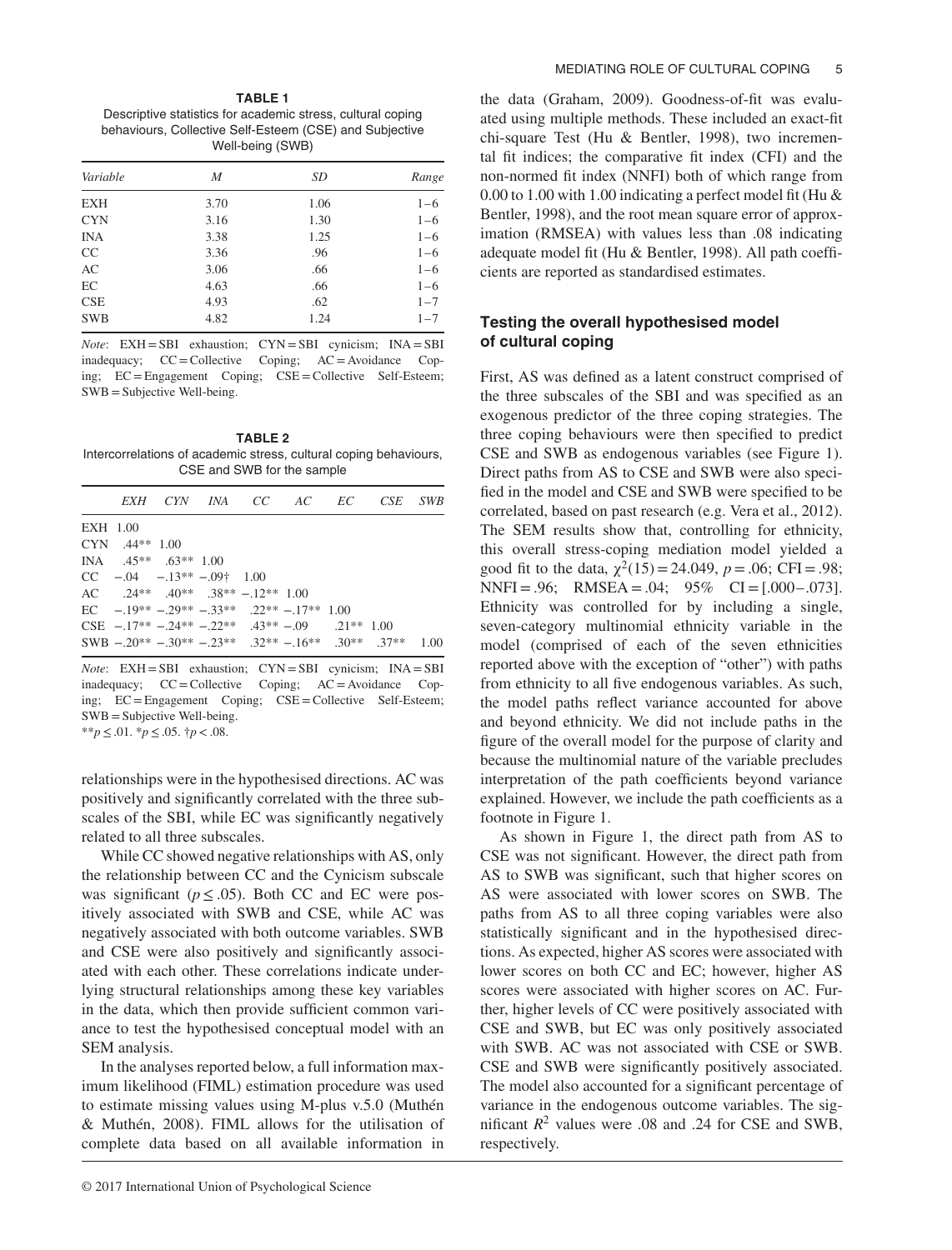**TABLE 1**
Descriptive statistics for academic stress, cultural coping behaviours, Collective Self-Esteem (CSE) and Subjective Well-being (SWB)

| *Variable* | *M* | *SD* | *Range* |
|---|---|---|---|
| EXH | 3.70 | 1.06 | 1–6 |
| CYN | 3.16 | 1.30 | 1–6 |
| INA | 3.38 | 1.25 | 1–6 |
| CC | 3.36 | .96 | 1–6 |
| AC | 3.06 | .66 | 1–6 |
| EC | 4.63 | .66 | 1–6 |
| CSE | 4.93 | .62 | 1–7 |
| SWB | 4.82 | 1.24 | 1–7 |

*Note*: EXH = SBI exhaustion; CYN = SBI cynicism; INA = SBI inadequacy; CC = Collective Coping; AC = Avoidance Coping; EC = Engagement Coping; CSE = Collective Self-Esteem; SWB = Subjective Well-being.

**TABLE 2**
Intercorrelations of academic stress, cultural coping behaviours, CSE and SWB for the sample

| | *EXH* | *CYN* | *INA* | *CC* | *AC* | *EC* | *CSE* | *SWB* |
|---|---|---|---|---|---|---|---|---|
| EXH | 1.00 | | | | | | | |
| CYN | .44** | 1.00 | | | | | | |
| INA | .45** | .63** | 1.00 | | | | | |
| CC | −.04 | −.13** | −.09† | 1.00 | | | | |
| AC | .24** | .40** | .38** | −.12** | 1.00 | | | |
| EC | −.19** | −.29** | −.33** | .22** | −.17** | 1.00 | | |
| CSE | −.17** | −.24** | −.22** | .43** | −.09 | .21** | 1.00 | |
| SWB | −.20** | −.30** | −.23** | .32** | −.16** | .30** | .37** | 1.00 |

*Note*: EXH = SBI exhaustion; CYN = SBI cynicism; INA = SBI inadequacy; CC = Collective Coping; AC = Avoidance Coping; EC = Engagement Coping; CSE = Collective Self-Esteem; SWB = Subjective Well-being.
$^{**}p \leq .01$. $^{*}p \leq .05$. $^{\dagger}p < .08$.

relationships were in the hypothesised directions. AC was positively and significantly correlated with the three subscales of the SBI, while EC was significantly negatively related to all three subscales.

While CC showed negative relationships with AS, only the relationship between CC and the Cynicism subscale was significant ($p \leq .05$). Both CC and EC were positively associated with SWB and CSE, while AC was negatively associated with both outcome variables. SWB and CSE were also positively and significantly associated with each other. These correlations indicate underlying structural relationships among these key variables in the data, which then provide sufficient common variance to test the hypothesised conceptual model with an SEM analysis.

In the analyses reported below, a full information maximum likelihood (FIML) estimation procedure was used to estimate missing values using M-plus v.5.0 (Muthén & Muthén, 2008). FIML allows for the utilisation of complete data based on all available information in the data (Graham, 2009). Goodness-of-fit was evaluated using multiple methods. These included an exact-fit chi-square Test (Hu & Bentler, 1998), two incremental fit indices; the comparative fit index (CFI) and the non-normed fit index (NNFI) both of which range from 0.00 to 1.00 with 1.00 indicating a perfect model fit (Hu & Bentler, 1998), and the root mean square error of approximation (RMSEA) with values less than .08 indicating adequate model fit (Hu & Bentler, 1998). All path coefficients are reported as standardised estimates.

### Testing the overall hypothesised model of cultural coping

First, AS was defined as a latent construct comprised of the three subscales of the SBI and was specified as an exogenous predictor of the three coping strategies. The three coping behaviours were then specified to predict CSE and SWB as endogenous variables (see Figure 1). Direct paths from AS to CSE and SWB were also specified in the model and CSE and SWB were specified to be correlated, based on past research (e.g. Vera et al., 2012). The SEM results show that, controlling for ethnicity, this overall stress-coping mediation model yielded a good fit to the data, $\chi^2(15) = 24.049$, $p = .06$; CFI = .98; NNFI = .96; RMSEA = .04; 95% CI = [.000–.073]. Ethnicity was controlled for by including a single, seven-category multinomial ethnicity variable in the model (comprised of each of the seven ethnicities reported above with the exception of "other") with paths from ethnicity to all five endogenous variables. As such, the model paths reflect variance accounted for above and beyond ethnicity. We did not include paths in the figure of the overall model for the purpose of clarity and because the multinomial nature of the variable precludes interpretation of the path coefficients beyond variance explained. However, we include the path coefficients as a footnote in Figure 1.

As shown in Figure 1, the direct path from AS to CSE was not significant. However, the direct path from AS to SWB was significant, such that higher scores on AS were associated with lower scores on SWB. The paths from AS to all three coping variables were also statistically significant and in the hypothesised directions. As expected, higher AS scores were associated with lower scores on both CC and EC; however, higher AS scores were associated with higher scores on AC. Further, higher levels of CC were positively associated with CSE and SWB, but EC was only positively associated with SWB. AC was not associated with CSE or SWB. CSE and SWB were significantly positively associated. The model also accounted for a significant percentage of variance in the endogenous outcome variables. The significant $R^2$ values were .08 and .24 for CSE and SWB, respectively.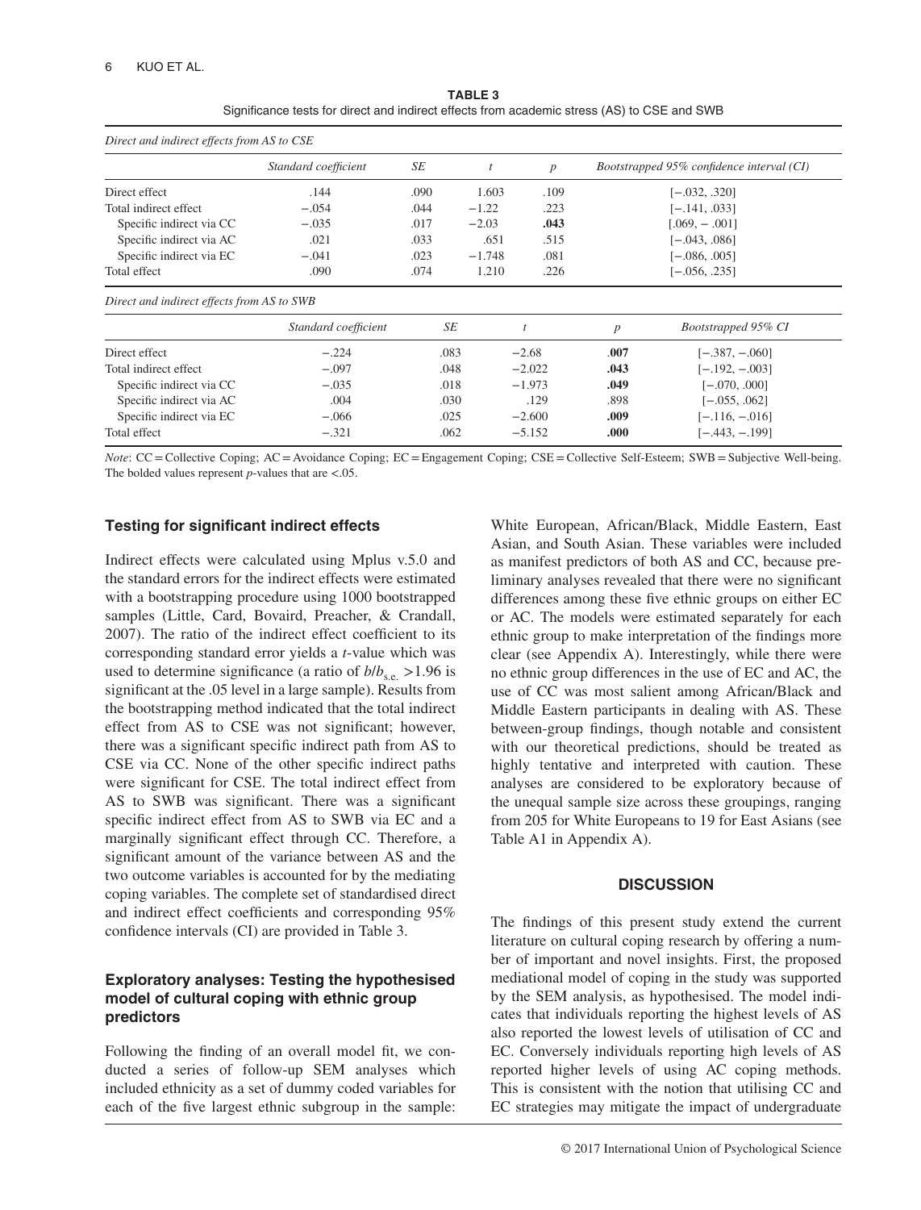**TABLE 3**
Significance tests for direct and indirect effects from academic stress (AS) to CSE and SWB

*Direct and indirect effects from AS to CSE*

| | *Standard coefficient* | *SE* | *t* | *p* | *Bootstrapped 95% confidence interval (CI)* |
|---|---|---|---|---|---|
| Direct effect | .144 | .090 | 1.603 | .109 | [−.032, .320] |
| Total indirect effect | −.054 | .044 | −1.22 | .223 | [−.141, .033] |
| Specific indirect via CC | −.035 | .017 | −2.03 | **.043** | [.069, −.001] |
| Specific indirect via AC | .021 | .033 | .651 | .515 | [−.043, .086] |
| Specific indirect via EC | −.041 | .023 | −1.748 | .081 | [−.086, .005] |
| Total effect | .090 | .074 | 1.210 | .226 | [−.056, .235] |

*Direct and indirect effects from AS to SWB*

| | *Standard coefficient* | *SE* | *t* | *p* | *Bootstrapped 95% CI* |
|---|---|---|---|---|---|
| Direct effect | −.224 | .083 | −2.68 | **.007** | [−.387, −.060] |
| Total indirect effect | −.097 | .048 | −2.022 | **.043** | [−.192, −.003] |
| Specific indirect via CC | −.035 | .018 | −1.973 | **.049** | [−.070, .000] |
| Specific indirect via AC | .004 | .030 | .129 | .898 | [−.055, .062] |
| Specific indirect via EC | −.066 | .025 | −2.600 | **.009** | [−.116, −.016] |
| Total effect | −.321 | .062 | −5.152 | **.000** | [−.443, −.199] |

*Note*: CC = Collective Coping; AC = Avoidance Coping; EC = Engagement Coping; CSE = Collective Self-Esteem; SWB = Subjective Well-being. The bolded values represent *p*-values that are <.05.

### Testing for significant indirect effects

Indirect effects were calculated using Mplus v.5.0 and the standard errors for the indirect effects were estimated with a bootstrapping procedure using 1000 bootstrapped samples (Little, Card, Bovaird, Preacher, & Crandall, 2007). The ratio of the indirect effect coefficient to its corresponding standard error yields a *t*-value which was used to determine significance (a ratio of $b/b_{\text{s.e.}} > 1.96$ is significant at the .05 level in a large sample). Results from the bootstrapping method indicated that the total indirect effect from AS to CSE was not significant; however, there was a significant specific indirect path from AS to CSE via CC. None of the other specific indirect paths were significant for CSE. The total indirect effect from AS to SWB was significant. There was a significant specific indirect effect from AS to SWB via EC and a marginally significant effect through CC. Therefore, a significant amount of the variance between AS and the two outcome variables is accounted for by the mediating coping variables. The complete set of standardised direct and indirect effect coefficients and corresponding 95% confidence intervals (CI) are provided in Table 3.

### Exploratory analyses: Testing the hypothesised model of cultural coping with ethnic group predictors

Following the finding of an overall model fit, we conducted a series of follow-up SEM analyses which included ethnicity as a set of dummy coded variables for each of the five largest ethnic subgroup in the sample: White European, African/Black, Middle Eastern, East Asian, and South Asian. These variables were included as manifest predictors of both AS and CC, because preliminary analyses revealed that there were no significant differences among these five ethnic groups on either EC or AC. The models were estimated separately for each ethnic group to make interpretation of the findings more clear (see Appendix A). Interestingly, while there were no ethnic group differences in the use of EC and AC, the use of CC was most salient among African/Black and Middle Eastern participants in dealing with AS. These between-group findings, though notable and consistent with our theoretical predictions, should be treated as highly tentative and interpreted with caution. These analyses are considered to be exploratory because of the unequal sample size across these groupings, ranging from 205 for White Europeans to 19 for East Asians (see Table A1 in Appendix A).

## DISCUSSION

The findings of this present study extend the current literature on cultural coping research by offering a number of important and novel insights. First, the proposed mediational model of coping in the study was supported by the SEM analysis, as hypothesised. The model indicates that individuals reporting the highest levels of AS also reported the lowest levels of utilisation of CC and EC. Conversely individuals reporting high levels of AS reported higher levels of using AC coping methods. This is consistent with the notion that utilising CC and EC strategies may mitigate the impact of undergraduate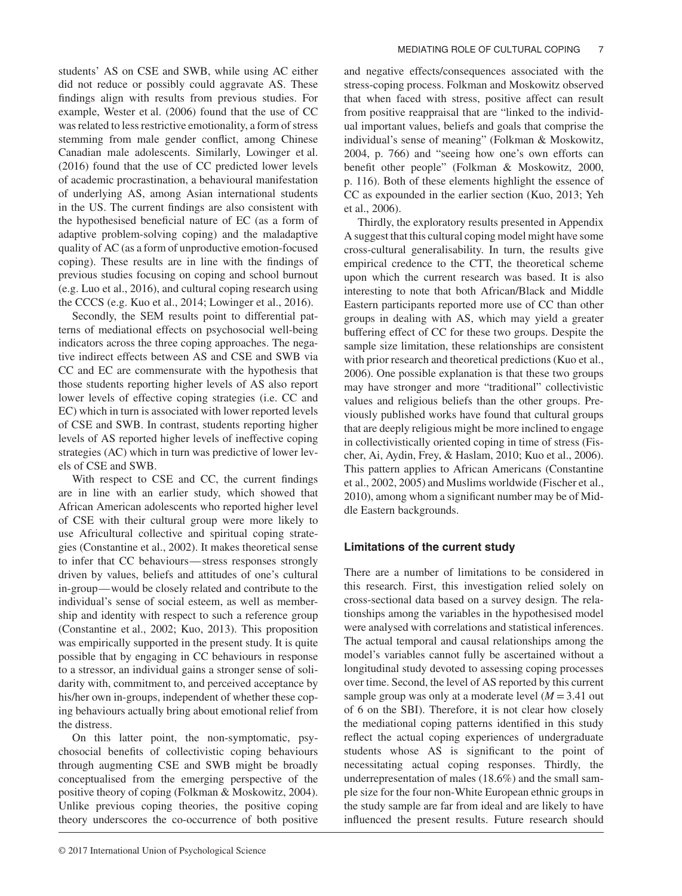students' AS on CSE and SWB, while using AC either did not reduce or possibly could aggravate AS. These findings align with results from previous studies. For example, Wester et al. (2006) found that the use of CC was related to less restrictive emotionality, a form of stress stemming from male gender conflict, among Chinese Canadian male adolescents. Similarly, Lowinger et al. (2016) found that the use of CC predicted lower levels of academic procrastination, a behavioural manifestation of underlying AS, among Asian international students in the US. The current findings are also consistent with the hypothesised beneficial nature of EC (as a form of adaptive problem-solving coping) and the maladaptive quality of AC (as a form of unproductive emotion-focused coping). These results are in line with the findings of previous studies focusing on coping and school burnout (e.g. Luo et al., 2016), and cultural coping research using the CCCS (e.g. Kuo et al., 2014; Lowinger et al., 2016).

Secondly, the SEM results point to differential patterns of mediational effects on psychosocial well-being indicators across the three coping approaches. The negative indirect effects between AS and CSE and SWB via CC and EC are commensurate with the hypothesis that those students reporting higher levels of AS also report lower levels of effective coping strategies (i.e. CC and EC) which in turn is associated with lower reported levels of CSE and SWB. In contrast, students reporting higher levels of AS reported higher levels of ineffective coping strategies (AC) which in turn was predictive of lower levels of CSE and SWB.

With respect to CSE and CC, the current findings are in line with an earlier study, which showed that African American adolescents who reported higher level of CSE with their cultural group were more likely to use Africultural collective and spiritual coping strategies (Constantine et al., 2002). It makes theoretical sense to infer that CC behaviours—stress responses strongly driven by values, beliefs and attitudes of one's cultural in-group—would be closely related and contribute to the individual's sense of social esteem, as well as membership and identity with respect to such a reference group (Constantine et al., 2002; Kuo, 2013). This proposition was empirically supported in the present study. It is quite possible that by engaging in CC behaviours in response to a stressor, an individual gains a stronger sense of solidarity with, commitment to, and perceived acceptance by his/her own in-groups, independent of whether these coping behaviours actually bring about emotional relief from the distress.

On this latter point, the non-symptomatic, psychosocial benefits of collectivistic coping behaviours through augmenting CSE and SWB might be broadly conceptualised from the emerging perspective of the positive theory of coping (Folkman & Moskowitz, 2004). Unlike previous coping theories, the positive coping theory underscores the co-occurrence of both positive and negative effects/consequences associated with the stress-coping process. Folkman and Moskowitz observed that when faced with stress, positive affect can result from positive reappraisal that are "linked to the individual important values, beliefs and goals that comprise the individual's sense of meaning" (Folkman & Moskowitz, 2004, p. 766) and "seeing how one's own efforts can benefit other people" (Folkman & Moskowitz, 2000, p. 116). Both of these elements highlight the essence of CC as expounded in the earlier section (Kuo, 2013; Yeh et al., 2006).

Thirdly, the exploratory results presented in Appendix A suggest that this cultural coping model might have some cross-cultural generalisability. In turn, the results give empirical credence to the CTT, the theoretical scheme upon which the current research was based. It is also interesting to note that both African/Black and Middle Eastern participants reported more use of CC than other groups in dealing with AS, which may yield a greater buffering effect of CC for these two groups. Despite the sample size limitation, these relationships are consistent with prior research and theoretical predictions (Kuo et al., 2006). One possible explanation is that these two groups may have stronger and more "traditional" collectivistic values and religious beliefs than the other groups. Previously published works have found that cultural groups that are deeply religious might be more inclined to engage in collectivistically oriented coping in time of stress (Fischer, Ai, Aydin, Frey, & Haslam, 2010; Kuo et al., 2006). This pattern applies to African Americans (Constantine et al., 2002, 2005) and Muslims worldwide (Fischer et al., 2010), among whom a significant number may be of Middle Eastern backgrounds.

### Limitations of the current study

There are a number of limitations to be considered in this research. First, this investigation relied solely on cross-sectional data based on a survey design. The relationships among the variables in the hypothesised model were analysed with correlations and statistical inferences. The actual temporal and causal relationships among the model's variables cannot fully be ascertained without a longitudinal study devoted to assessing coping processes over time. Second, the level of AS reported by this current sample group was only at a moderate level ($M = 3.41$ out of 6 on the SBI). Therefore, it is not clear how closely the mediational coping patterns identified in this study reflect the actual coping experiences of undergraduate students whose AS is significant to the point of necessitating actual coping responses. Thirdly, the underrepresentation of males (18.6%) and the small sample size for the four non-White European ethnic groups in the study sample are far from ideal and are likely to have influenced the present results. Future research should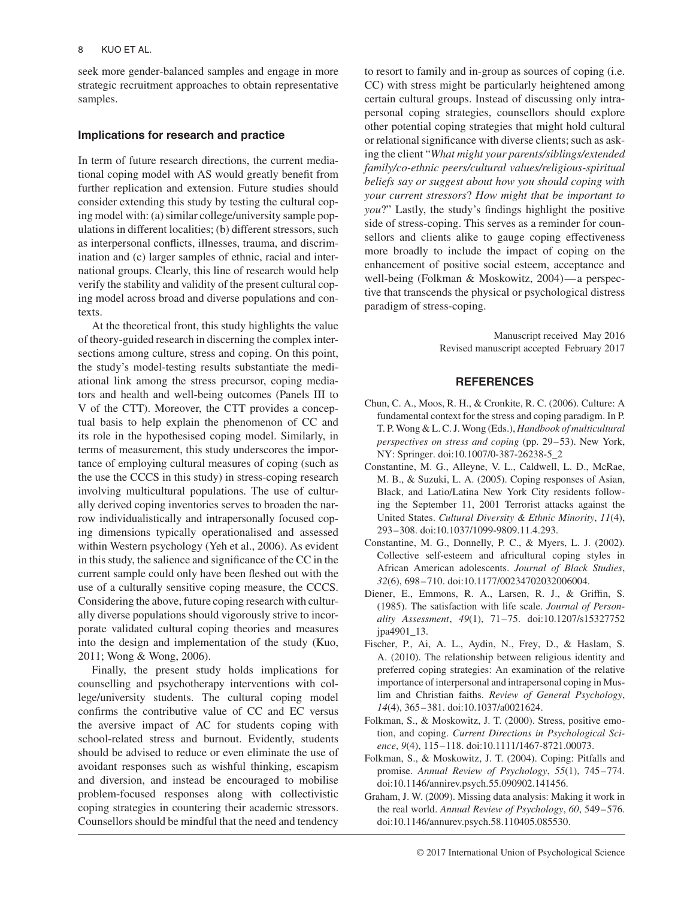seek more gender-balanced samples and engage in more strategic recruitment approaches to obtain representative samples.

### Implications for research and practice

In term of future research directions, the current mediational coping model with AS would greatly benefit from further replication and extension. Future studies should consider extending this study by testing the cultural coping model with: (a) similar college/university sample populations in different localities; (b) different stressors, such as interpersonal conflicts, illnesses, trauma, and discrimination and (c) larger samples of ethnic, racial and international groups. Clearly, this line of research would help verify the stability and validity of the present cultural coping model across broad and diverse populations and contexts.

At the theoretical front, this study highlights the value of theory-guided research in discerning the complex intersections among culture, stress and coping. On this point, the study's model-testing results substantiate the mediational link among the stress precursor, coping mediators and health and well-being outcomes (Panels III to V of the CTT). Moreover, the CTT provides a conceptual basis to help explain the phenomenon of CC and its role in the hypothesised coping model. Similarly, in terms of measurement, this study underscores the importance of employing cultural measures of coping (such as the use the CCCS in this study) in stress-coping research involving multicultural populations. The use of culturally derived coping inventories serves to broaden the narrow individualistically and intrapersonally focused coping dimensions typically operationalised and assessed within Western psychology (Yeh et al., 2006). As evident in this study, the salience and significance of the CC in the current sample could only have been fleshed out with the use of a culturally sensitive coping measure, the CCCS. Considering the above, future coping research with culturally diverse populations should vigorously strive to incorporate validated cultural coping theories and measures into the design and implementation of the study (Kuo, 2011; Wong & Wong, 2006).

Finally, the present study holds implications for counselling and psychotherapy interventions with college/university students. The cultural coping model confirms the contributive value of CC and EC versus the aversive impact of AC for students coping with school-related stress and burnout. Evidently, students should be advised to reduce or even eliminate the use of avoidant responses such as wishful thinking, escapism and diversion, and instead be encouraged to mobilise problem-focused responses along with collectivistic coping strategies in countering their academic stressors. Counsellors should be mindful that the need and tendency to resort to family and in-group as sources of coping (i.e. CC) with stress might be particularly heightened among certain cultural groups. Instead of discussing only intrapersonal coping strategies, counsellors should explore other potential coping strategies that might hold cultural or relational significance with diverse clients; such as asking the client "*What might your parents/siblings/extended family/co-ethnic peers/cultural values/religious-spiritual beliefs say or suggest about how you should coping with your current stressors*? *How might that be important to you*?" Lastly, the study's findings highlight the positive side of stress-coping. This serves as a reminder for counsellors and clients alike to gauge coping effectiveness more broadly to include the impact of coping on the enhancement of positive social esteem, acceptance and well-being (Folkman & Moskowitz, 2004)—a perspective that transcends the physical or psychological distress paradigm of stress-coping.

Manuscript received May 2016
Revised manuscript accepted February 2017

## REFERENCES

Chun, C. A., Moos, R. H., & Cronkite, R. C. (2006). Culture: A fundamental context for the stress and coping paradigm. In P. T. P. Wong & L. C. J. Wong (Eds.), *Handbook of multicultural perspectives on stress and coping* (pp. 29–53). New York, NY: Springer. doi:10.1007/0-387-26238-5_2

Constantine, M. G., Alleyne, V. L., Caldwell, L. D., McRae, M. B., & Suzuki, L. A. (2005). Coping responses of Asian, Black, and Latio/Latina New York City residents following the September 11, 2001 Terrorist attacks against the United States. *Cultural Diversity & Ethnic Minority*, *11*(4), 293–308. doi:10.1037/1099-9809.11.4.293.

Constantine, M. G., Donnelly, P. C., & Myers, L. J. (2002). Collective self-esteem and africultural coping styles in African American adolescents. *Journal of Black Studies*, *32*(6), 698–710. doi:10.1177/00234702032006004.

Diener, E., Emmons, R. A., Larsen, R. J., & Griffin, S. (1985). The satisfaction with life scale. *Journal of Personality Assessment*, *49*(1), 71–75. doi:10.1207/s15327752 jpa4901_13.

Fischer, P., Ai, A. L., Aydin, N., Frey, D., & Haslam, S. A. (2010). The relationship between religious identity and preferred coping strategies: An examination of the relative importance of interpersonal and intrapersonal coping in Muslim and Christian faiths. *Review of General Psychology*, *14*(4), 365–381. doi:10.1037/a0021624.

Folkman, S., & Moskowitz, J. T. (2000). Stress, positive emotion, and coping. *Current Directions in Psychological Science*, *9*(4), 115–118. doi:10.1111/1467-8721.00073.

Folkman, S., & Moskowitz, J. T. (2004). Coping: Pitfalls and promise. *Annual Review of Psychology*, *55*(1), 745–774. doi:10.1146/annirev.psych.55.090902.141456.

Graham, J. W. (2009). Missing data analysis: Making it work in the real world. *Annual Review of Psychology*, *60*, 549–576. doi:10.1146/annurev.psych.58.110405.085530.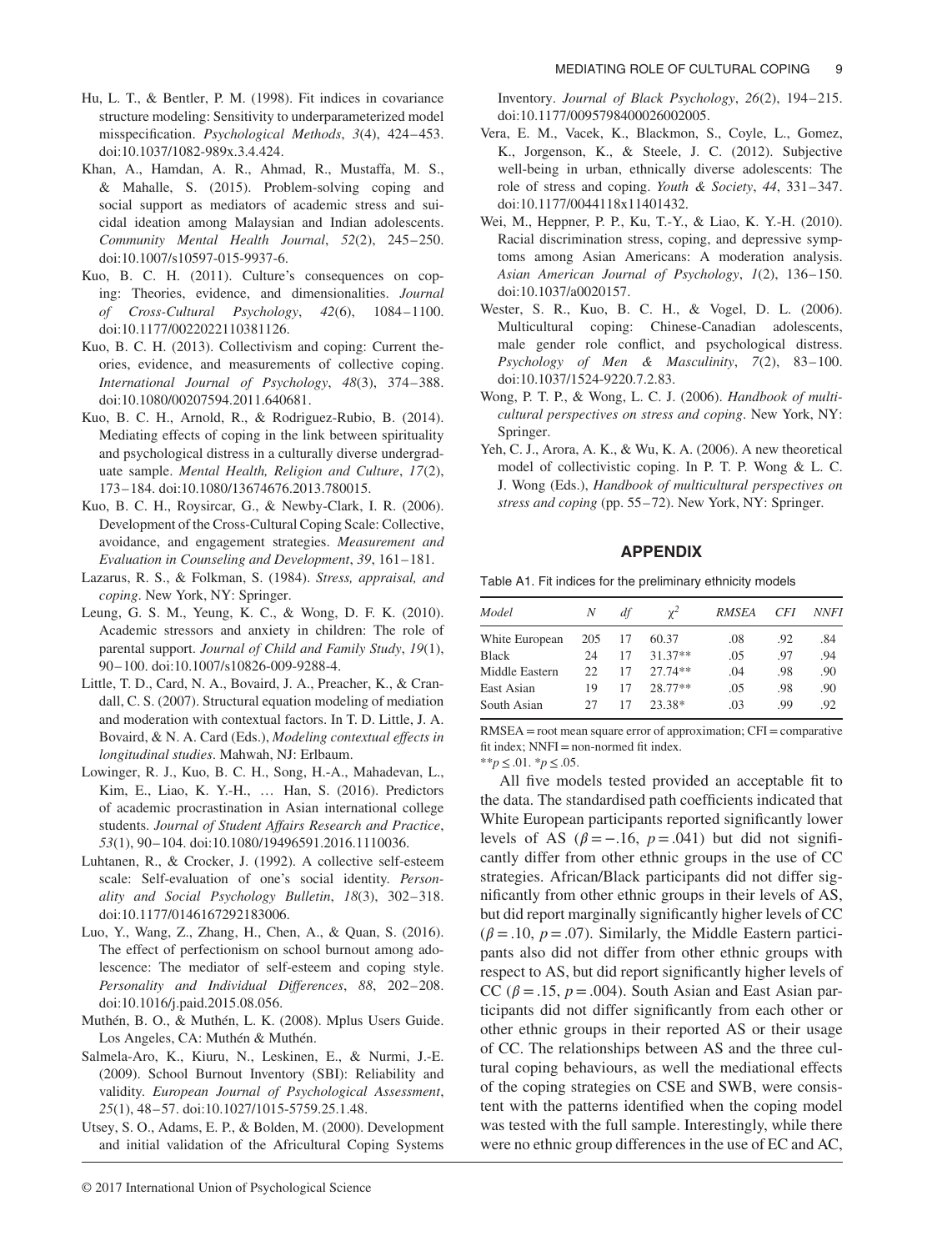Hu, L. T., & Bentler, P. M. (1998). Fit indices in covariance structure modeling: Sensitivity to underparameterized model misspecification. *Psychological Methods*, *3*(4), 424–453. doi:10.1037/1082-989x.3.4.424.

Khan, A., Hamdan, A. R., Ahmad, R., Mustaffa, M. S., & Mahalle, S. (2015). Problem-solving coping and social support as mediators of academic stress and suicidal ideation among Malaysian and Indian adolescents. *Community Mental Health Journal*, *52*(2), 245–250. doi:10.1007/s10597-015-9937-6.

Kuo, B. C. H. (2011). Culture's consequences on coping: Theories, evidence, and dimensionalities. *Journal of Cross-Cultural Psychology*, *42*(6), 1084–1100. doi:10.1177/0022022110381126.

Kuo, B. C. H. (2013). Collectivism and coping: Current theories, evidence, and measurements of collective coping. *International Journal of Psychology*, *48*(3), 374–388. doi:10.1080/00207594.2011.640681.

Kuo, B. C. H., Arnold, R., & Rodriguez-Rubio, B. (2014). Mediating effects of coping in the link between spirituality and psychological distress in a culturally diverse undergraduate sample. *Mental Health, Religion and Culture*, *17*(2), 173–184. doi:10.1080/13674676.2013.780015.

Kuo, B. C. H., Roysircar, G., & Newby-Clark, I. R. (2006). Development of the Cross-Cultural Coping Scale: Collective, avoidance, and engagement strategies. *Measurement and Evaluation in Counseling and Development*, *39*, 161–181.

Lazarus, R. S., & Folkman, S. (1984). *Stress, appraisal, and coping*. New York, NY: Springer.

Leung, G. S. M., Yeung, K. C., & Wong, D. F. K. (2010). Academic stressors and anxiety in children: The role of parental support. *Journal of Child and Family Study*, *19*(1), 90–100. doi:10.1007/s10826-009-9288-4.

Little, T. D., Card, N. A., Bovaird, J. A., Preacher, K., & Crandall, C. S. (2007). Structural equation modeling of mediation and moderation with contextual factors. In T. D. Little, J. A. Bovaird, & N. A. Card (Eds.), *Modeling contextual effects in longitudinal studies*. Mahwah, NJ: Erlbaum.

Lowinger, R. J., Kuo, B. C. H., Song, H.-A., Mahadevan, L., Kim, E., Liao, K. Y.-H., … Han, S. (2016). Predictors of academic procrastination in Asian international college students. *Journal of Student Affairs Research and Practice*, *53*(1), 90–104. doi:10.1080/19496591.2016.1110036.

Luhtanen, R., & Crocker, J. (1992). A collective self-esteem scale: Self-evaluation of one's social identity. *Personality and Social Psychology Bulletin*, *18*(3), 302–318. doi:10.1177/0146167292183006.

Luo, Y., Wang, Z., Zhang, H., Chen, A., & Quan, S. (2016). The effect of perfectionism on school burnout among adolescence: The mediator of self-esteem and coping style. *Personality and Individual Differences*, *88*, 202–208. doi:10.1016/j.paid.2015.08.056.

Muthén, B. O., & Muthén, L. K. (2008). Mplus Users Guide. Los Angeles, CA: Muthén & Muthén.

Salmela-Aro, K., Kiuru, N., Leskinen, E., & Nurmi, J.-E. (2009). School Burnout Inventory (SBI): Reliability and validity. *European Journal of Psychological Assessment*, *25*(1), 48–57. doi:10.1027/1015-5759.25.1.48.

Utsey, S. O., Adams, E. P., & Bolden, M. (2000). Development and initial validation of the Africultural Coping Systems Inventory. *Journal of Black Psychology*, *26*(2), 194–215. doi:10.1177/0095798400026002005.

Vera, E. M., Vacek, K., Blackmon, S., Coyle, L., Gomez, K., Jorgenson, K., & Steele, J. C. (2012). Subjective well-being in urban, ethnically diverse adolescents: The role of stress and coping. *Youth & Society*, *44*, 331–347. doi:10.1177/0044118x11401432.

Wei, M., Heppner, P. P., Ku, T.-Y., & Liao, K. Y.-H. (2010). Racial discrimination stress, coping, and depressive symptoms among Asian Americans: A moderation analysis. *Asian American Journal of Psychology*, *1*(2), 136–150. doi:10.1037/a0020157.

Wester, S. R., Kuo, B. C. H., & Vogel, D. L. (2006). Multicultural coping: Chinese-Canadian adolescents, male gender role conflict, and psychological distress. *Psychology of Men & Masculinity*, *7*(2), 83–100. doi:10.1037/1524-9220.7.2.83.

Wong, P. T. P., & Wong, L. C. J. (2006). *Handbook of multicultural perspectives on stress and coping*. New York, NY: Springer.

Yeh, C. J., Arora, A. K., & Wu, K. A. (2006). A new theoretical model of collectivistic coping. In P. T. P. Wong & L. C. J. Wong (Eds.), *Handbook of multicultural perspectives on stress and coping* (pp. 55–72). New York, NY: Springer.

## APPENDIX

Table A1. Fit indices for the preliminary ethnicity models

| *Model* | *N* | *df* | $\chi^2$ | *RMSEA* | *CFI* | *NNFI* |
|---|---|---|---|---|---|---|
| White European | 205 | 17 | 60.37 | .08 | .92 | .84 |
| Black | 24 | 17 | 31.37** | .05 | .97 | .94 |
| Middle Eastern | 22 | 17 | 27.74** | .04 | .98 | .90 |
| East Asian | 19 | 17 | 28.77** | .05 | .98 | .90 |
| South Asian | 27 | 17 | 23.38* | .03 | .99 | .92 |

RMSEA = root mean square error of approximation; CFI = comparative fit index; NNFI = non-normed fit index.
$^{**}p \leq .01$. $^{*}p \leq .05$.

All five models tested provided an acceptable fit to the data. The standardised path coefficients indicated that White European participants reported significantly lower levels of AS ($\beta = -.16$, $p = .041$) but did not significantly differ from other ethnic groups in the use of CC strategies. African/Black participants did not differ significantly from other ethnic groups in their levels of AS, but did report marginally significantly higher levels of CC ($\beta = .10$, $p = .07$). Similarly, the Middle Eastern participants also did not differ from other ethnic groups with respect to AS, but did report significantly higher levels of CC ($\beta = .15$, $p = .004$). South Asian and East Asian participants did not differ significantly from each other or other ethnic groups in their reported AS or their usage of CC. The relationships between AS and the three cultural coping behaviours, as well the mediational effects of the coping strategies on CSE and SWB, were consistent with the patterns identified when the coping model was tested with the full sample. Interestingly, while there were no ethnic group differences in the use of EC and AC,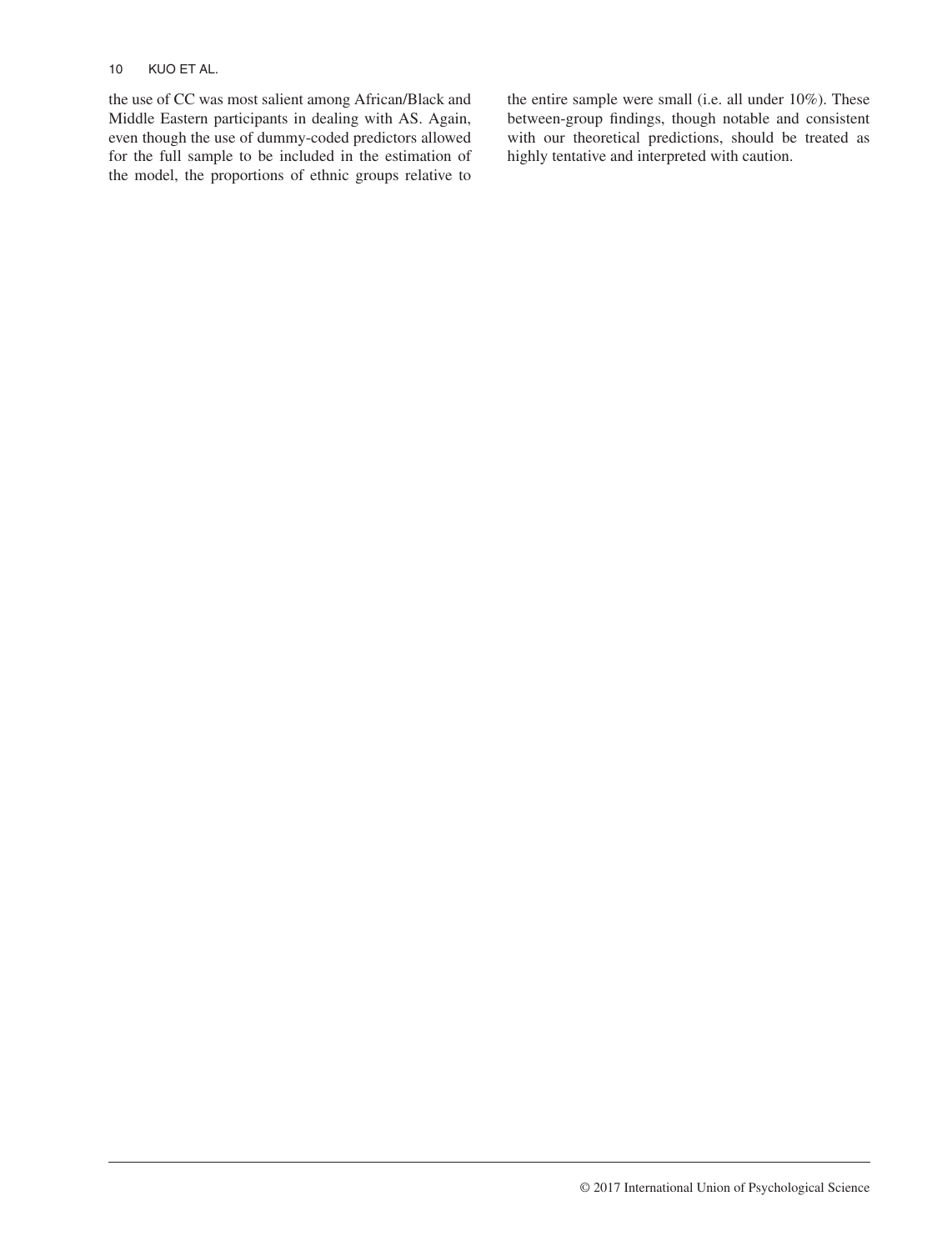the use of CC was most salient among African/Black and Middle Eastern participants in dealing with AS. Again, even though the use of dummy-coded predictors allowed for the full sample to be included in the estimation of the model, the proportions of ethnic groups relative to the entire sample were small (i.e. all under 10%). These between-group findings, though notable and consistent with our theoretical predictions, should be treated as highly tentative and interpreted with caution.